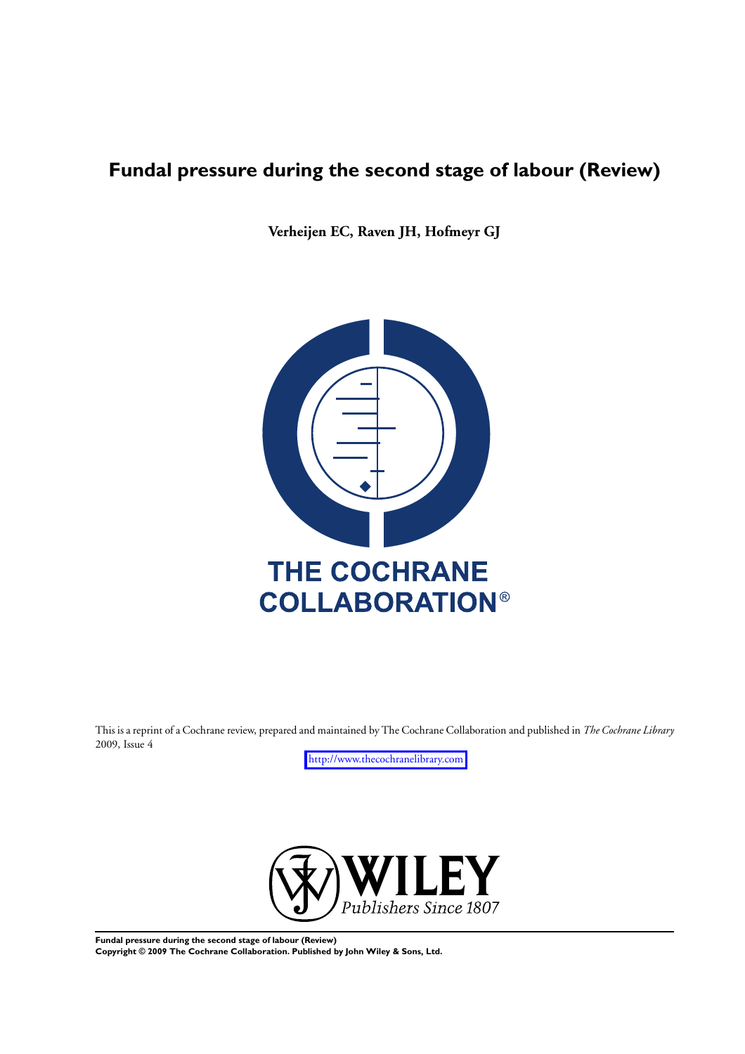# Fundal pressure during the second stage of labour (Review)

**Verheijen EC, Raven JH, Hofmeyr GJ**

THE COCHRANE COLLABORATION®

This is a reprint of a Cochrane review, prepared and maintained by The Cochrane Collaboration and published in *The Cochrane Library* 2009, Issue 4

http://www.thecochranelibrary.com

WILEY
*Publishers Since 1807*

**Fundal pressure during the second stage of labour (Review)**
**Copyright © 2009 The Cochrane Collaboration. Published by John Wiley & Sons, Ltd.**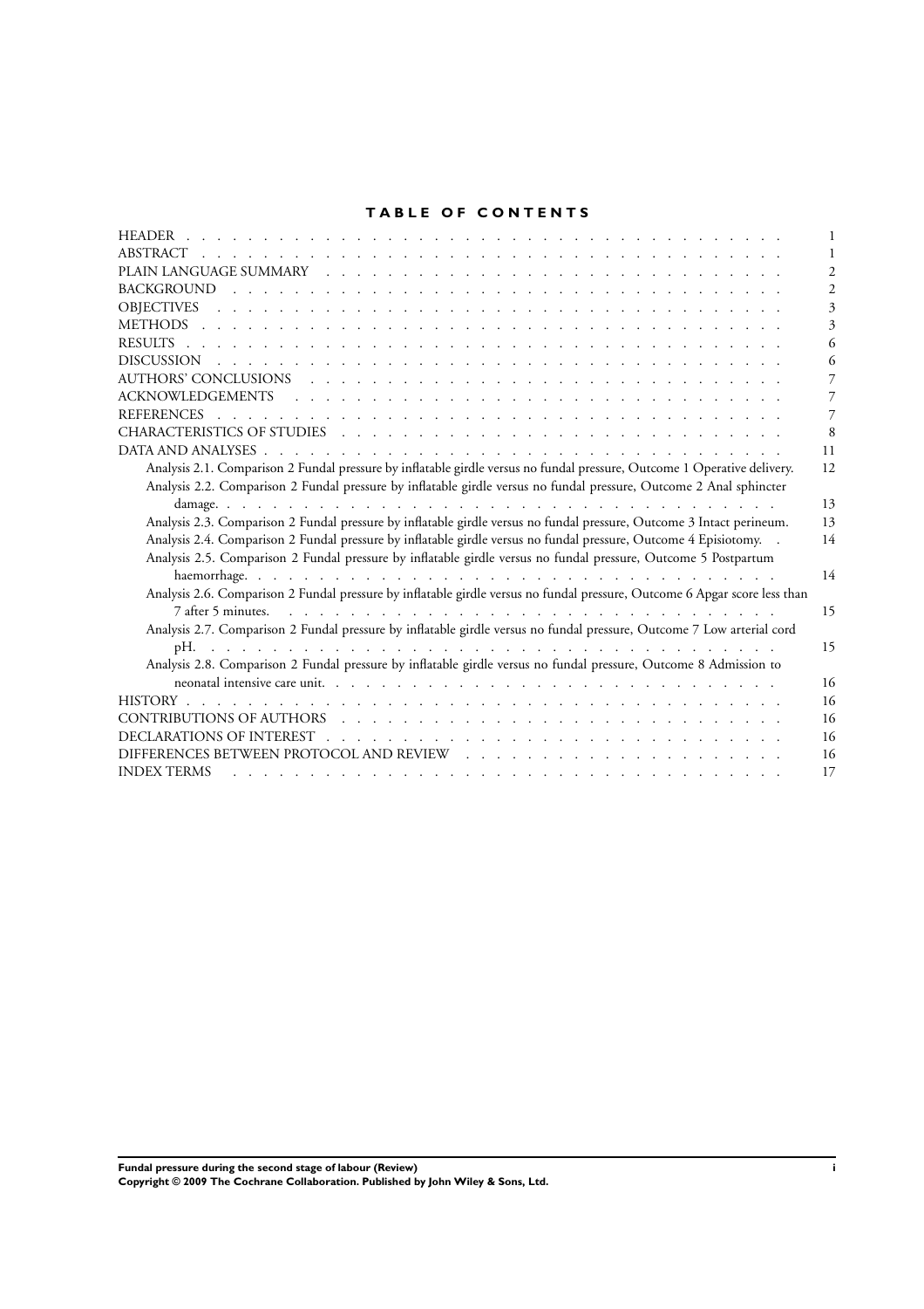# TABLE OF CONTENTS

| | |
|---|---|
| HEADER | 1 |
| ABSTRACT | 1 |
| PLAIN LANGUAGE SUMMARY | 2 |
| BACKGROUND | 2 |
| OBJECTIVES | 3 |
| METHODS | 3 |
| RESULTS | 6 |
| DISCUSSION | 6 |
| AUTHORS' CONCLUSIONS | 7 |
| ACKNOWLEDGEMENTS | 7 |
| REFERENCES | 7 |
| CHARACTERISTICS OF STUDIES | 8 |
| DATA AND ANALYSES | 11 |
| Analysis 2.1. Comparison 2 Fundal pressure by inflatable girdle versus no fundal pressure, Outcome 1 Operative delivery. | 12 |
| Analysis 2.2. Comparison 2 Fundal pressure by inflatable girdle versus no fundal pressure, Outcome 2 Anal sphincter damage. | 13 |
| Analysis 2.3. Comparison 2 Fundal pressure by inflatable girdle versus no fundal pressure, Outcome 3 Intact perineum. | 13 |
| Analysis 2.4. Comparison 2 Fundal pressure by inflatable girdle versus no fundal pressure, Outcome 4 Episiotomy. | 14 |
| Analysis 2.5. Comparison 2 Fundal pressure by inflatable girdle versus no fundal pressure, Outcome 5 Postpartum haemorrhage. | 14 |
| Analysis 2.6. Comparison 2 Fundal pressure by inflatable girdle versus no fundal pressure, Outcome 6 Apgar score less than 7 after 5 minutes. | 15 |
| Analysis 2.7. Comparison 2 Fundal pressure by inflatable girdle versus no fundal pressure, Outcome 7 Low arterial cord pH. | 15 |
| Analysis 2.8. Comparison 2 Fundal pressure by inflatable girdle versus no fundal pressure, Outcome 8 Admission to neonatal intensive care unit. | 16 |
| HISTORY | 16 |
| CONTRIBUTIONS OF AUTHORS | 16 |
| DECLARATIONS OF INTEREST | 16 |
| DIFFERENCES BETWEEN PROTOCOL AND REVIEW | 16 |
| INDEX TERMS | 17 |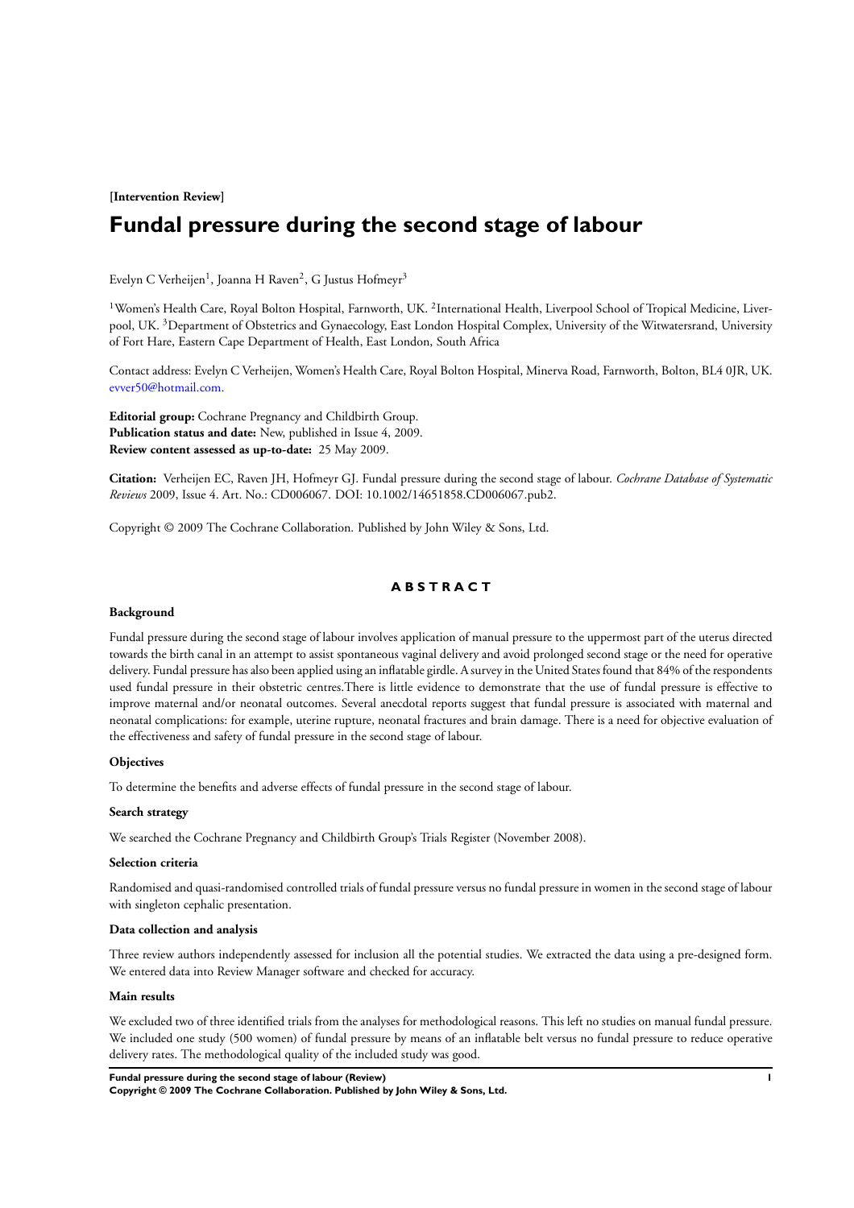**[Intervention Review]**

# Fundal pressure during the second stage of labour

Evelyn C Verheijen[1], Joanna H Raven[2], G Justus Hofmeyr[3]

[1]Women's Health Care, Royal Bolton Hospital, Farnworth, UK. [2]International Health, Liverpool School of Tropical Medicine, Liverpool, UK. [3]Department of Obstetrics and Gynaecology, East London Hospital Complex, University of the Witwatersrand, University of Fort Hare, Eastern Cape Department of Health, East London, South Africa

Contact address: Evelyn C Verheijen, Women's Health Care, Royal Bolton Hospital, Minerva Road, Farnworth, Bolton, BL4 0JR, UK. evver50@hotmail.com.

**Editorial group:** Cochrane Pregnancy and Childbirth Group.
**Publication status and date:** New, published in Issue 4, 2009.
**Review content assessed as up-to-date:** 25 May 2009.

**Citation:** Verheijen EC, Raven JH, Hofmeyr GJ. Fundal pressure during the second stage of labour. *Cochrane Database of Systematic Reviews* 2009, Issue 4. Art. No.: CD006067. DOI: 10.1002/14651858.CD006067.pub2.

Copyright © 2009 The Cochrane Collaboration. Published by John Wiley & Sons, Ltd.

## ABSTRACT

### Background

Fundal pressure during the second stage of labour involves application of manual pressure to the uppermost part of the uterus directed towards the birth canal in an attempt to assist spontaneous vaginal delivery and avoid prolonged second stage or the need for operative delivery. Fundal pressure has also been applied using an inflatable girdle. A survey in the United States found that 84% of the respondents used fundal pressure in their obstetric centres.There is little evidence to demonstrate that the use of fundal pressure is effective to improve maternal and/or neonatal outcomes. Several anecdotal reports suggest that fundal pressure is associated with maternal and neonatal complications: for example, uterine rupture, neonatal fractures and brain damage. There is a need for objective evaluation of the effectiveness and safety of fundal pressure in the second stage of labour.

### Objectives

To determine the benefits and adverse effects of fundal pressure in the second stage of labour.

### Search strategy

We searched the Cochrane Pregnancy and Childbirth Group's Trials Register (November 2008).

### Selection criteria

Randomised and quasi-randomised controlled trials of fundal pressure versus no fundal pressure in women in the second stage of labour with singleton cephalic presentation.

### Data collection and analysis

Three review authors independently assessed for inclusion all the potential studies. We extracted the data using a pre-designed form. We entered data into Review Manager software and checked for accuracy.

### Main results

We excluded two of three identified trials from the analyses for methodological reasons. This left no studies on manual fundal pressure. We included one study (500 women) of fundal pressure by means of an inflatable belt versus no fundal pressure to reduce operative delivery rates. The methodological quality of the included study was good.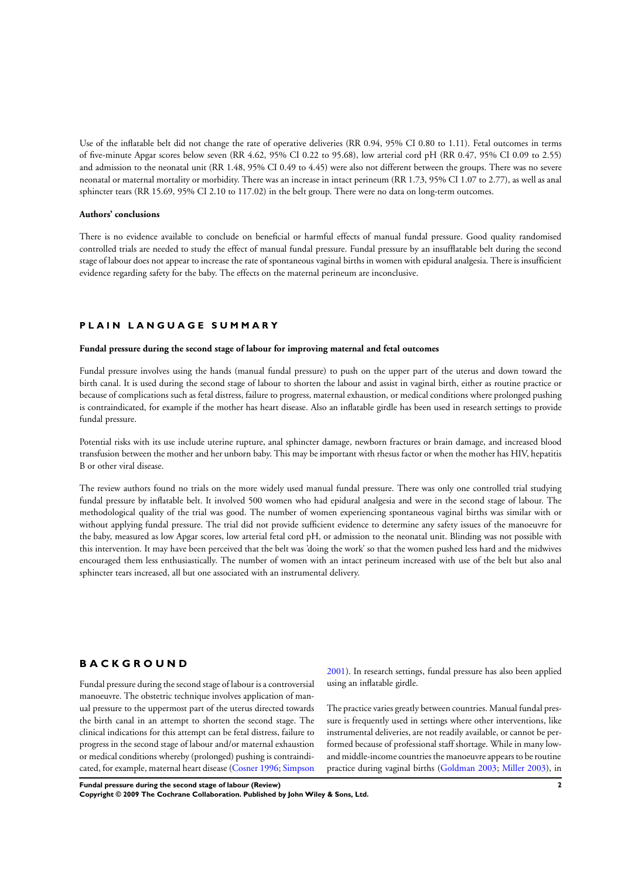Use of the inflatable belt did not change the rate of operative deliveries (RR 0.94, 95% CI 0.80 to 1.11). Fetal outcomes in terms of five-minute Apgar scores below seven (RR 4.62, 95% CI 0.22 to 95.68), low arterial cord pH (RR 0.47, 95% CI 0.09 to 2.55) and admission to the neonatal unit (RR 1.48, 95% CI 0.49 to 4.45) were also not different between the groups. There was no severe neonatal or maternal mortality or morbidity. There was an increase in intact perineum (RR 1.73, 95% CI 1.07 to 2.77), as well as anal sphincter tears (RR 15.69, 95% CI 2.10 to 117.02) in the belt group. There were no data on long-term outcomes.

#### Authors' conclusions

There is no evidence available to conclude on beneficial or harmful effects of manual fundal pressure. Good quality randomised controlled trials are needed to study the effect of manual fundal pressure. Fundal pressure by an insufflatable belt during the second stage of labour does not appear to increase the rate of spontaneous vaginal births in women with epidural analgesia. There is insufficient evidence regarding safety for the baby. The effects on the maternal perineum are inconclusive.

## PLAIN LANGUAGE SUMMARY

#### Fundal pressure during the second stage of labour for improving maternal and fetal outcomes

Fundal pressure involves using the hands (manual fundal pressure) to push on the upper part of the uterus and down toward the birth canal. It is used during the second stage of labour to shorten the labour and assist in vaginal birth, either as routine practice or because of complications such as fetal distress, failure to progress, maternal exhaustion, or medical conditions where prolonged pushing is contraindicated, for example if the mother has heart disease. Also an inflatable girdle has been used in research settings to provide fundal pressure.

Potential risks with its use include uterine rupture, anal sphincter damage, newborn fractures or brain damage, and increased blood transfusion between the mother and her unborn baby. This may be important with rhesus factor or when the mother has HIV, hepatitis B or other viral disease.

The review authors found no trials on the more widely used manual fundal pressure. There was only one controlled trial studying fundal pressure by inflatable belt. It involved 500 women who had epidural analgesia and were in the second stage of labour. The methodological quality of the trial was good. The number of women experiencing spontaneous vaginal births was similar with or without applying fundal pressure. The trial did not provide sufficient evidence to determine any safety issues of the manoeuvre for the baby, measured as low Apgar scores, low arterial fetal cord pH, or admission to the neonatal unit. Blinding was not possible with this intervention. It may have been perceived that the belt was 'doing the work' so that the women pushed less hard and the midwives encouraged them less enthusiastically. The number of women with an intact perineum increased with use of the belt but also anal sphincter tears increased, all but one associated with an instrumental delivery.

## BACKGROUND

Fundal pressure during the second stage of labour is a controversial manoeuvre. The obstetric technique involves application of manual pressure to the uppermost part of the uterus directed towards the birth canal in an attempt to shorten the second stage. The clinical indications for this attempt can be fetal distress, failure to progress in the second stage of labour and/or maternal exhaustion or medical conditions whereby (prolonged) pushing is contraindicated, for example, maternal heart disease (Cosner 1996; Simpson 2001). In research settings, fundal pressure has also been applied using an inflatable girdle.

The practice varies greatly between countries. Manual fundal pressure is frequently used in settings where other interventions, like instrumental deliveries, are not readily available, or cannot be performed because of professional staff shortage. While in many low- and middle-income countries the manoeuvre appears to be routine practice during vaginal births (Goldman 2003; Miller 2003), in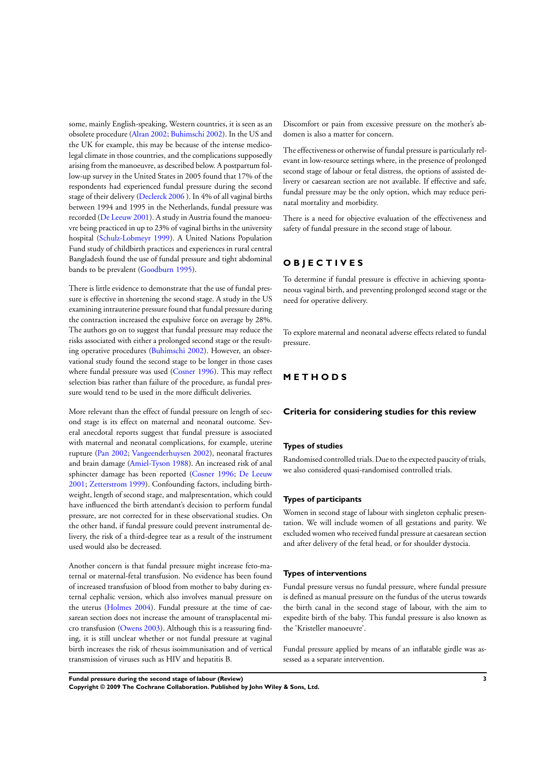some, mainly English-speaking, Western countries, it is seen as an obsolete procedure (Alran 2002; Buhimschi 2002). In the US and the UK for example, this may be because of the intense medico-legal climate in those countries, and the complications supposedly arising from the manoeuvre, as described below. A postpartum follow-up survey in the United States in 2005 found that 17% of the respondents had experienced fundal pressure during the second stage of their delivery (Declerck 2006 ). In 4% of all vaginal births between 1994 and 1995 in the Netherlands, fundal pressure was recorded (De Leeuw 2001). A study in Austria found the manoeuvre being practiced in up to 23% of vaginal births in the university hospital (Schulz-Lobmeyr 1999). A United Nations Population Fund study of childbirth practices and experiences in rural central Bangladesh found the use of fundal pressure and tight abdominal bands to be prevalent (Goodburn 1995).

There is little evidence to demonstrate that the use of fundal pressure is effective in shortening the second stage. A study in the US examining intrauterine pressure found that fundal pressure during the contraction increased the expulsive force on average by 28%. The authors go on to suggest that fundal pressure may reduce the risks associated with either a prolonged second stage or the resulting operative procedures (Buhimschi 2002). However, an observational study found the second stage to be longer in those cases where fundal pressure was used (Cosner 1996). This may reflect selection bias rather than failure of the procedure, as fundal pressure would tend to be used in the more difficult deliveries.

More relevant than the effect of fundal pressure on length of second stage is its effect on maternal and neonatal outcome. Several anecdotal reports suggest that fundal pressure is associated with maternal and neonatal complications, for example, uterine rupture (Pan 2002; Vangeenderhuysen 2002), neonatal fractures and brain damage (Amiel-Tyson 1988). An increased risk of anal sphincter damage has been reported (Cosner 1996; De Leeuw 2001; Zetterstrom 1999). Confounding factors, including birthweight, length of second stage, and malpresentation, which could have influenced the birth attendant's decision to perform fundal pressure, are not corrected for in these observational studies. On the other hand, if fundal pressure could prevent instrumental delivery, the risk of a third-degree tear as a result of the instrument used would also be decreased.

Another concern is that fundal pressure might increase feto-maternal or maternal-fetal transfusion. No evidence has been found of increased transfusion of blood from mother to baby during external cephalic version, which also involves manual pressure on the uterus (Holmes 2004). Fundal pressure at the time of caesarean section does not increase the amount of transplacental micro transfusion (Owens 2003). Although this is a reassuring finding, it is still unclear whether or not fundal pressure at vaginal birth increases the risk of rhesus isoimmunisation and of vertical transmission of viruses such as HIV and hepatitis B.

Discomfort or pain from excessive pressure on the mother's abdomen is also a matter for concern.

The effectiveness or otherwise of fundal pressure is particularly relevant in low-resource settings where, in the presence of prolonged second stage of labour or fetal distress, the options of assisted delivery or caesarean section are not available. If effective and safe, fundal pressure may be the only option, which may reduce perinatal mortality and morbidity.

There is a need for objective evaluation of the effectiveness and safety of fundal pressure in the second stage of labour.

# OBJECTIVES

To determine if fundal pressure is effective in achieving spontaneous vaginal birth, and preventing prolonged second stage or the need for operative delivery.

To explore maternal and neonatal adverse effects related to fundal pressure.

# METHODS

## Criteria for considering studies for this review

### Types of studies

Randomised controlled trials. Due to the expected paucity of trials, we also considered quasi-randomised controlled trials.

### Types of participants

Women in second stage of labour with singleton cephalic presentation. We will include women of all gestations and parity. We excluded women who received fundal pressure at caesarean section and after delivery of the fetal head, or for shoulder dystocia.

### Types of interventions

Fundal pressure versus no fundal pressure, where fundal pressure is defined as manual pressure on the fundus of the uterus towards the birth canal in the second stage of labour, with the aim to expedite birth of the baby. This fundal pressure is also known as the 'Kristeller manoeuvre'.

Fundal pressure applied by means of an inflatable girdle was assessed as a separate intervention.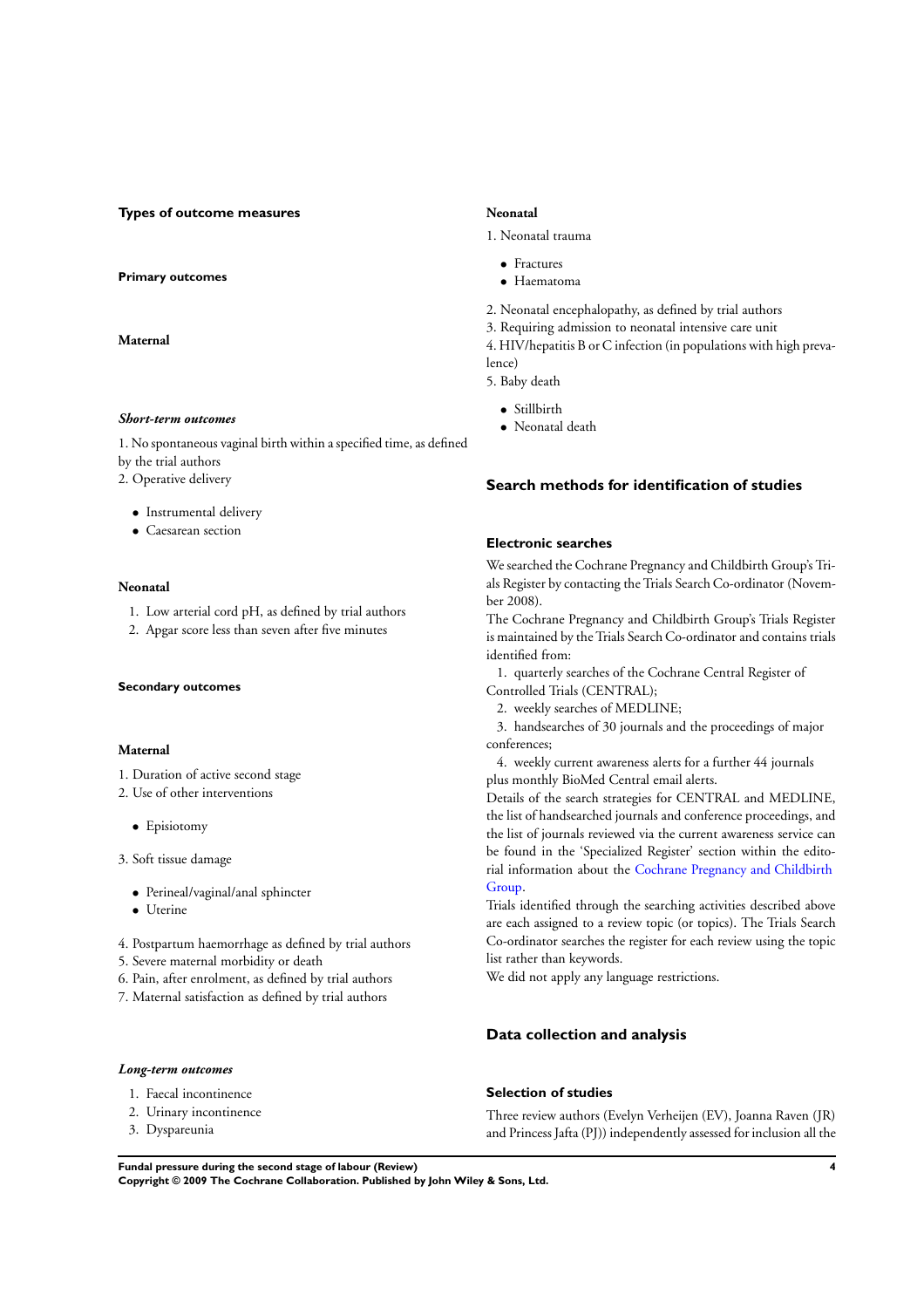### Types of outcome measures

#### Primary outcomes

#### Maternal

##### *Short-term outcomes*

1. No spontaneous vaginal birth within a specified time, as defined by the trial authors
2. Operative delivery
    - Instrumental delivery
    - Caesarean section

#### Neonatal

1. Low arterial cord pH, as defined by trial authors
2. Apgar score less than seven after five minutes

#### Secondary outcomes

#### Maternal

1. Duration of active second stage
2. Use of other interventions
    - Episiotomy
3. Soft tissue damage
    - Perineal/vaginal/anal sphincter
    - Uterine
4. Postpartum haemorrhage as defined by trial authors
5. Severe maternal morbidity or death
6. Pain, after enrolment, as defined by trial authors
7. Maternal satisfaction as defined by trial authors

##### *Long-term outcomes*

1. Faecal incontinence
2. Urinary incontinence
3. Dyspareunia

#### Neonatal

1. Neonatal trauma
    - Fractures
    - Haematoma
2. Neonatal encephalopathy, as defined by trial authors
3. Requiring admission to neonatal intensive care unit
4. HIV/hepatitis B or C infection (in populations with high prevalence)
5. Baby death
    - Stillbirth
    - Neonatal death

## Search methods for identification of studies

### Electronic searches

We searched the Cochrane Pregnancy and Childbirth Group's Trials Register by contacting the Trials Search Co-ordinator (November 2008).

The Cochrane Pregnancy and Childbirth Group's Trials Register is maintained by the Trials Search Co-ordinator and contains trials identified from:

1. quarterly searches of the Cochrane Central Register of Controlled Trials (CENTRAL);
2. weekly searches of MEDLINE;
3. handsearches of 30 journals and the proceedings of major conferences;
4. weekly current awareness alerts for a further 44 journals plus monthly BioMed Central email alerts.

Details of the search strategies for CENTRAL and MEDLINE, the list of handsearched journals and conference proceedings, and the list of journals reviewed via the current awareness service can be found in the 'Specialized Register' section within the editorial information about the Cochrane Pregnancy and Childbirth Group.

Trials identified through the searching activities described above are each assigned to a review topic (or topics). The Trials Search Co-ordinator searches the register for each review using the topic list rather than keywords.

We did not apply any language restrictions.

## Data collection and analysis

### Selection of studies

Three review authors (Evelyn Verheijen (EV), Joanna Raven (JR) and Princess Jafta (PJ)) independently assessed for inclusion all the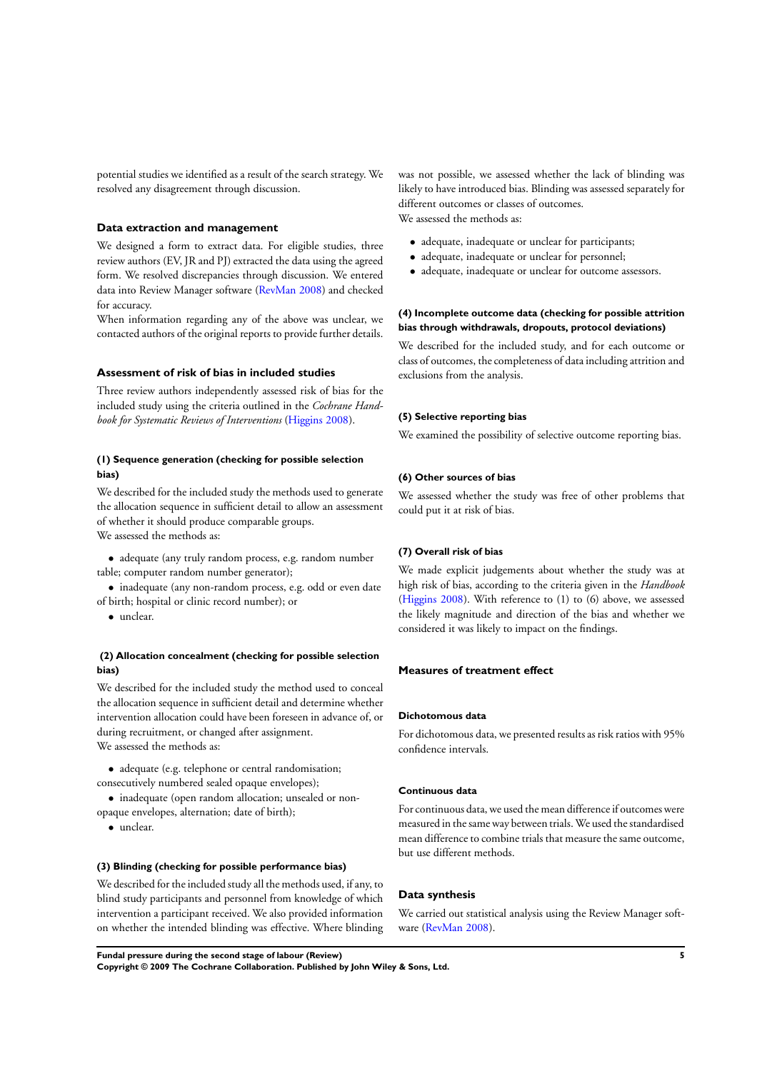potential studies we identified as a result of the search strategy. We resolved any disagreement through discussion.

### Data extraction and management

We designed a form to extract data. For eligible studies, three review authors (EV, JR and PJ) extracted the data using the agreed form. We resolved discrepancies through discussion. We entered data into Review Manager software (RevMan 2008) and checked for accuracy.

When information regarding any of the above was unclear, we contacted authors of the original reports to provide further details.

### Assessment of risk of bias in included studies

Three review authors independently assessed risk of bias for the included study using the criteria outlined in the *Cochrane Handbook for Systematic Reviews of Interventions* (Higgins 2008).

#### (1) Sequence generation (checking for possible selection bias)

We described for the included study the methods used to generate the allocation sequence in sufficient detail to allow an assessment of whether it should produce comparable groups.

We assessed the methods as:

- adequate (any truly random process, e.g. random number table; computer random number generator);
- inadequate (any non-random process, e.g. odd or even date of birth; hospital or clinic record number); or
- unclear.

#### (2) Allocation concealment (checking for possible selection bias)

We described for the included study the method used to conceal the allocation sequence in sufficient detail and determine whether intervention allocation could have been foreseen in advance of, or during recruitment, or changed after assignment.

We assessed the methods as:

- adequate (e.g. telephone or central randomisation; consecutively numbered sealed opaque envelopes);
- inadequate (open random allocation; unsealed or non-opaque envelopes, alternation; date of birth);
- unclear.

#### (3) Blinding (checking for possible performance bias)

We described for the included study all the methods used, if any, to blind study participants and personnel from knowledge of which intervention a participant received. We also provided information on whether the intended blinding was effective. Where blinding was not possible, we assessed whether the lack of blinding was likely to have introduced bias. Blinding was assessed separately for different outcomes or classes of outcomes.

We assessed the methods as:

- adequate, inadequate or unclear for participants;
- adequate, inadequate or unclear for personnel;
- adequate, inadequate or unclear for outcome assessors.

#### (4) Incomplete outcome data (checking for possible attrition bias through withdrawals, dropouts, protocol deviations)

We described for the included study, and for each outcome or class of outcomes, the completeness of data including attrition and exclusions from the analysis.

#### (5) Selective reporting bias

We examined the possibility of selective outcome reporting bias.

#### (6) Other sources of bias

We assessed whether the study was free of other problems that could put it at risk of bias.

#### (7) Overall risk of bias

We made explicit judgements about whether the study was at high risk of bias, according to the criteria given in the *Handbook* (Higgins 2008). With reference to (1) to (6) above, we assessed the likely magnitude and direction of the bias and whether we considered it was likely to impact on the findings.

### Measures of treatment effect

#### Dichotomous data

For dichotomous data, we presented results as risk ratios with 95% confidence intervals.

#### Continuous data

For continuous data, we used the mean difference if outcomes were measured in the same way between trials. We used the standardised mean difference to combine trials that measure the same outcome, but use different methods.

### Data synthesis

We carried out statistical analysis using the Review Manager software (RevMan 2008).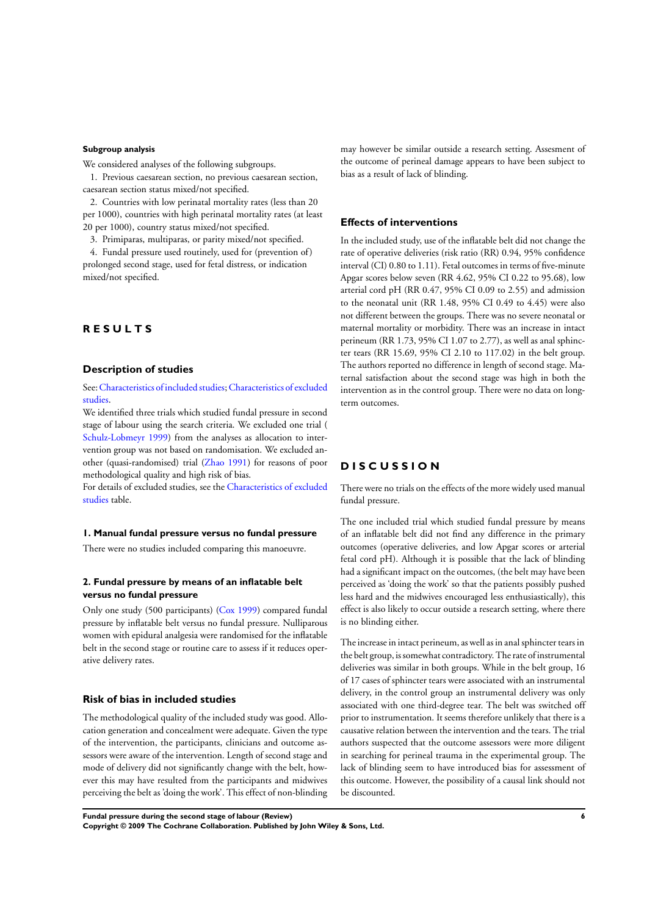#### Subgroup analysis

We considered analyses of the following subgroups.

1. Previous caesarean section, no previous caesarean section, caesarean section status mixed/not specified.
2. Countries with low perinatal mortality rates (less than 20 per 1000), countries with high perinatal mortality rates (at least 20 per 1000), country status mixed/not specified.
3. Primiparas, multiparas, or parity mixed/not specified.
4. Fundal pressure used routinely, used for (prevention of) prolonged second stage, used for fetal distress, or indication mixed/not specified.

# RESULTS

## Description of studies

See: Characteristics of included studies; Characteristics of excluded studies.

We identified three trials which studied fundal pressure in second stage of labour using the search criteria. We excluded one trial (Schulz-Lobmeyr 1999) from the analyses as allocation to intervention group was not based on randomisation. We excluded another (quasi-randomised) trial (Zhao 1991) for reasons of poor methodological quality and high risk of bias.

For details of excluded studies, see the Characteristics of excluded studies table.

### 1. Manual fundal pressure versus no fundal pressure

There were no studies included comparing this manoeuvre.

### 2. Fundal pressure by means of an inflatable belt versus no fundal pressure

Only one study (500 participants) (Cox 1999) compared fundal pressure by inflatable belt versus no fundal pressure. Nulliparous women with epidural analgesia were randomised for the inflatable belt in the second stage or routine care to assess if it reduces operative delivery rates.

## Risk of bias in included studies

The methodological quality of the included study was good. Allocation generation and concealment were adequate. Given the type of the intervention, the participants, clinicians and outcome assessors were aware of the intervention. Length of second stage and mode of delivery did not significantly change with the belt, however this may have resulted from the participants and midwives perceiving the belt as 'doing the work'. This effect of non-blinding may however be similar outside a research setting. Assesment of the outcome of perineal damage appears to have been subject to bias as a result of lack of blinding.

## Effects of interventions

In the included study, use of the inflatable belt did not change the rate of operative deliveries (risk ratio (RR) 0.94, 95% confidence interval (CI) 0.80 to 1.11). Fetal outcomes in terms of five-minute Apgar scores below seven (RR 4.62, 95% CI 0.22 to 95.68), low arterial cord pH (RR 0.47, 95% CI 0.09 to 2.55) and admission to the neonatal unit (RR 1.48, 95% CI 0.49 to 4.45) were also not different between the groups. There was no severe neonatal or maternal mortality or morbidity. There was an increase in intact perineum (RR 1.73, 95% CI 1.07 to 2.77), as well as anal sphincter tears (RR 15.69, 95% CI 2.10 to 117.02) in the belt group. The authors reported no difference in length of second stage. Maternal satisfaction about the second stage was high in both the intervention as in the control group. There were no data on long-term outcomes.

# DISCUSSION

There were no trials on the effects of the more widely used manual fundal pressure.

The one included trial which studied fundal pressure by means of an inflatable belt did not find any difference in the primary outcomes (operative deliveries, and low Apgar scores or arterial fetal cord pH). Although it is possible that the lack of blinding had a significant impact on the outcomes, (the belt may have been perceived as 'doing the work' so that the patients possibly pushed less hard and the midwives encouraged less enthusiastically), this effect is also likely to occur outside a research setting, where there is no blinding either.

The increase in intact perineum, as well as in anal sphincter tears in the belt group, is somewhat contradictory. The rate of instrumental deliveries was similar in both groups. While in the belt group, 16 of 17 cases of sphincter tears were associated with an instrumental delivery, in the control group an instrumental delivery was only associated with one third-degree tear. The belt was switched off prior to instrumentation. It seems therefore unlikely that there is a causative relation between the intervention and the tears. The trial authors suspected that the outcome assessors were more diligent in searching for perineal trauma in the experimental group. The lack of blinding seem to have introduced bias for assessment of this outcome. However, the possibility of a causal link should not be discounted.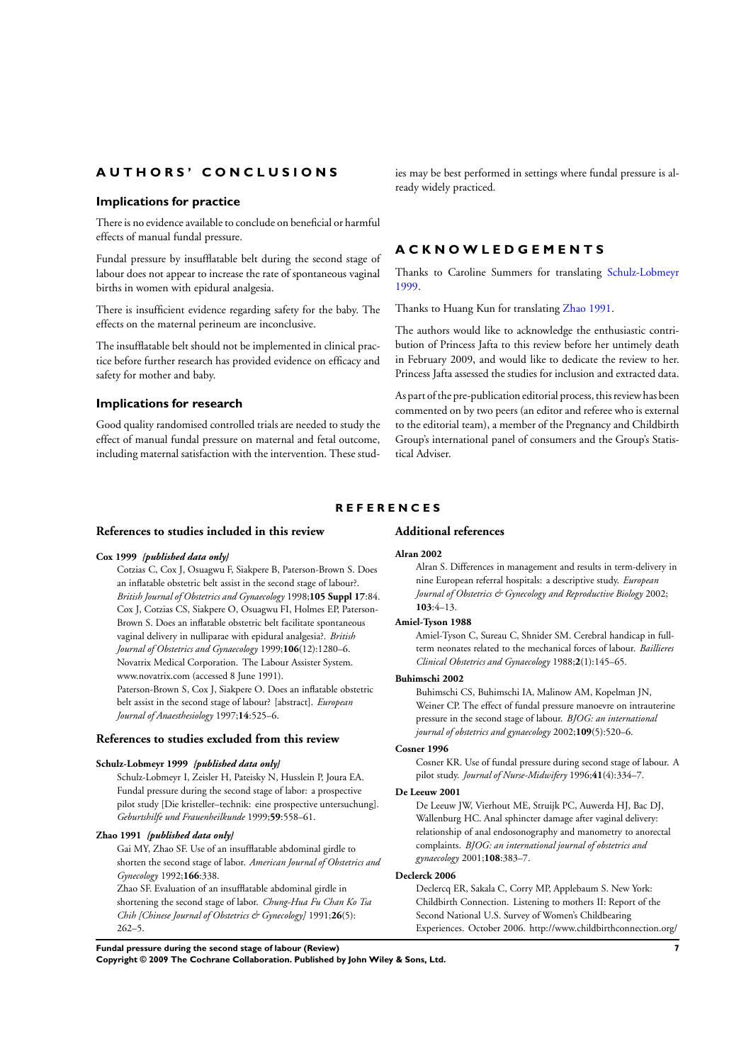# AUTHORS' CONCLUSIONS

## Implications for practice

There is no evidence available to conclude on beneficial or harmful effects of manual fundal pressure.

Fundal pressure by insufflatable belt during the second stage of labour does not appear to increase the rate of spontaneous vaginal births in women with epidural analgesia.

There is insufficient evidence regarding safety for the baby. The effects on the maternal perineum are inconclusive.

The insufflatable belt should not be implemented in clinical practice before further research has provided evidence on efficacy and safety for mother and baby.

## Implications for research

Good quality randomised controlled trials are needed to study the effect of manual fundal pressure on maternal and fetal outcome, including maternal satisfaction with the intervention. These studies may be best performed in settings where fundal pressure is already widely practiced.

# ACKNOWLEDGEMENTS

Thanks to Caroline Summers for translating Schulz-Lobmeyr 1999.

Thanks to Huang Kun for translating Zhao 1991.

The authors would like to acknowledge the enthusiastic contribution of Princess Jafta to this review before her untimely death in February 2009, and would like to dedicate the review to her. Princess Jafta assessed the studies for inclusion and extracted data.

As part of the pre-publication editorial process, this review has been commented on by two peers (an editor and referee who is external to the editorial team), a member of the Pregnancy and Childbirth Group's international panel of consumers and the Group's Statistical Adviser.

# REFERENCES

## References to studies included in this review

**Cox 1999** *{published data only}*

Cotzias C, Cox J, Osuagwu F, Siakpere B, Paterson-Brown S. Does an inflatable obstetric belt assist in the second stage of labour?. *British Journal of Obstetrics and Gynaecology* 1998;**105 Suppl 17**:84.
Cox J, Cotzias CS, Siakpere O, Osuagwu FI, Holmes EP, Paterson-Brown S. Does an inflatable obstetric belt facilitate spontaneous vaginal delivery in nulliparae with epidural analgesia?. *British Journal of Obstetrics and Gynaecology* 1999;**106**(12):1280–6.
Novatrix Medical Corporation. The Labour Assister System. www.novatrix.com (accessed 8 June 1991).
Paterson-Brown S, Cox J, Siakpere O. Does an inflatable obstetric belt assist in the second stage of labour? [abstract]. *European Journal of Anaesthesiology* 1997;**14**:525–6.

## References to studies excluded from this review

**Schulz-Lobmeyr 1999** *{published data only}*

Schulz-Lobmeyr I, Zeisler H, Pateisky N, Husslein P, Joura EA. Fundal pressure during the second stage of labor: a prospective pilot study [Die kristeller–technik: eine prospective untersuchung]. *Geburtshilfe und Frauenheilkunde* 1999;**59**:558–61.

**Zhao 1991** *{published data only}*

Gai MY, Zhao SF. Use of an insufflatable abdominal girdle to shorten the second stage of labor. *American Journal of Obstetrics and Gynecology* 1992;**166**:338.
Zhao SF. Evaluation of an insufflatable abdominal girdle in shortening the second stage of labor. *Chung-Hua Fu Chan Ko Tsa Chih [Chinese Journal of Obstetrics & Gynecology]* 1991;**26**(5): 262–5.

## Additional references

**Alran 2002**

Alran S. Differences in management and results in term-delivery in nine European referral hospitals: a descriptive study. *European Journal of Obstetrics & Gynecology and Reproductive Biology* 2002; **103**:4–13.

**Amiel-Tyson 1988**

Amiel-Tyson C, Sureau C, Shnider SM. Cerebral handicap in full-term neonates related to the mechanical forces of labour. *Baillieres Clinical Obstetrics and Gynaecology* 1988;**2**(1):145–65.

**Buhimschi 2002**

Buhimschi CS, Buhimschi IA, Malinow AM, Kopelman JN, Weiner CP. The effect of fundal pressure manoevre on intrauterine pressure in the second stage of labour. *BJOG: an international journal of obstetrics and gynaecology* 2002;**109**(5):520–6.

**Cosner 1996**

Cosner KR. Use of fundal pressure during second stage of labour. A pilot study. *Journal of Nurse-Midwifery* 1996;**41**(4):334–7.

**De Leeuw 2001**

De Leeuw JW, Vierhout ME, Struijk PC, Auwerda HJ, Bac DJ, Wallenburg HC. Anal sphincter damage after vaginal delivery: relationship of anal endosonography and manometry to anorectal complaints. *BJOG: an international journal of obstetrics and gynaecology* 2001;**108**:383–7.

**Declerck 2006**

Declercq ER, Sakala C, Corry MP, Applebaum S. New York: Childbirth Connection. Listening to mothers II: Report of the Second National U.S. Survey of Women's Childbearing Experiences. October 2006. http://www.childbirthconnection.org/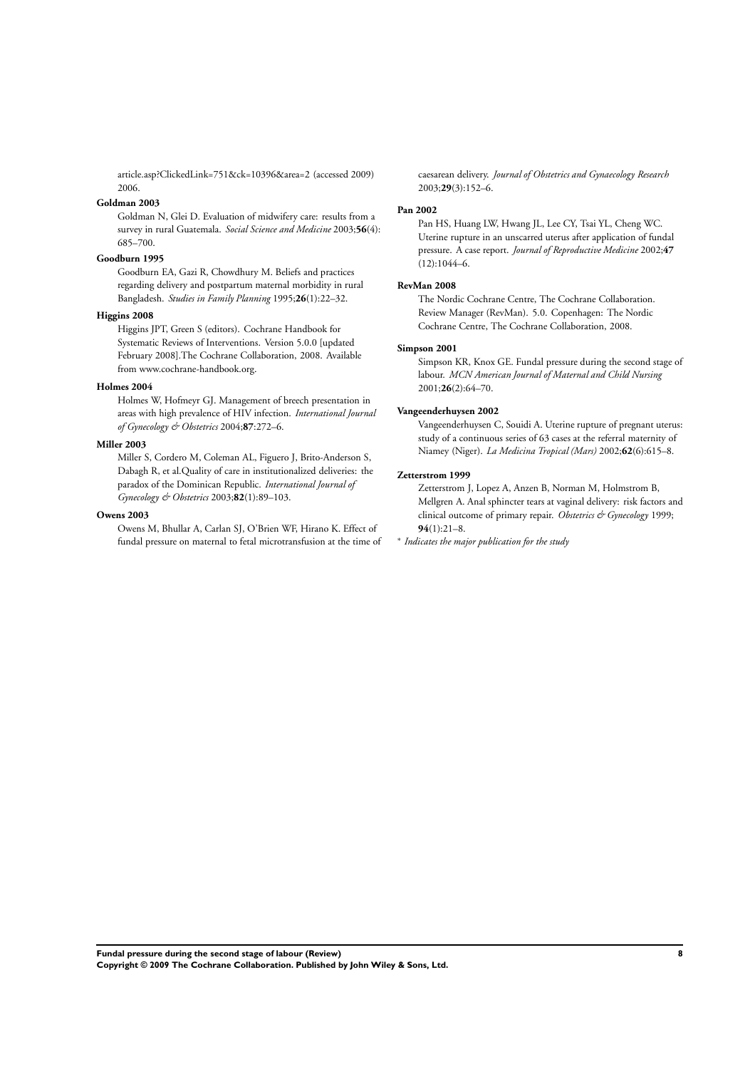article.asp?ClickedLink=751&ck=10396&area=2 (accessed 2009) 2006.

**Goldman 2003**

Goldman N, Glei D. Evaluation of midwifery care: results from a survey in rural Guatemala. *Social Science and Medicine* 2003;**56**(4): 685–700.

**Goodburn 1995**

Goodburn EA, Gazi R, Chowdhury M. Beliefs and practices regarding delivery and postpartum maternal morbidity in rural Bangladesh. *Studies in Family Planning* 1995;**26**(1):22–32.

**Higgins 2008**

Higgins JPT, Green S (editors). Cochrane Handbook for Systematic Reviews of Interventions. Version 5.0.0 [updated February 2008].The Cochrane Collaboration, 2008. Available from www.cochrane-handbook.org.

**Holmes 2004**

Holmes W, Hofmeyr GJ. Management of breech presentation in areas with high prevalence of HIV infection. *International Journal of Gynecology & Obstetrics* 2004;**87**:272–6.

**Miller 2003**

Miller S, Cordero M, Coleman AL, Figuero J, Brito-Anderson S, Dabagh R, et al.Quality of care in institutionalized deliveries: the paradox of the Dominican Republic. *International Journal of Gynecology & Obstetrics* 2003;**82**(1):89–103.

**Owens 2003**

Owens M, Bhullar A, Carlan SJ, O'Brien WF, Hirano K. Effect of fundal pressure on maternal to fetal microtransfusion at the time of caesarean delivery. *Journal of Obstetrics and Gynaecology Research* 2003;**29**(3):152–6.

**Pan 2002**

Pan HS, Huang LW, Hwang JL, Lee CY, Tsai YL, Cheng WC. Uterine rupture in an unscarred uterus after application of fundal pressure. A case report. *Journal of Reproductive Medicine* 2002;**47** (12):1044–6.

**RevMan 2008**

The Nordic Cochrane Centre, The Cochrane Collaboration. Review Manager (RevMan). 5.0. Copenhagen: The Nordic Cochrane Centre, The Cochrane Collaboration, 2008.

**Simpson 2001**

Simpson KR, Knox GE. Fundal pressure during the second stage of labour. *MCN American Journal of Maternal and Child Nursing* 2001;**26**(2):64–70.

**Vangeenderhuysen 2002**

Vangeenderhuysen C, Souidi A. Uterine rupture of pregnant uterus: study of a continuous series of 63 cases at the referral maternity of Niamey (Niger). *La Medicina Tropical (Mars)* 2002;**62**(6):615–8.

**Zetterstrom 1999**

Zetterstrom J, Lopez A, Anzen B, Norman M, Holmstrom B, Mellgren A. Anal sphincter tears at vaginal delivery: risk factors and clinical outcome of primary repair. *Obstetrics & Gynecology* 1999; **94**(1):21–8.

* *Indicates the major publication for the study*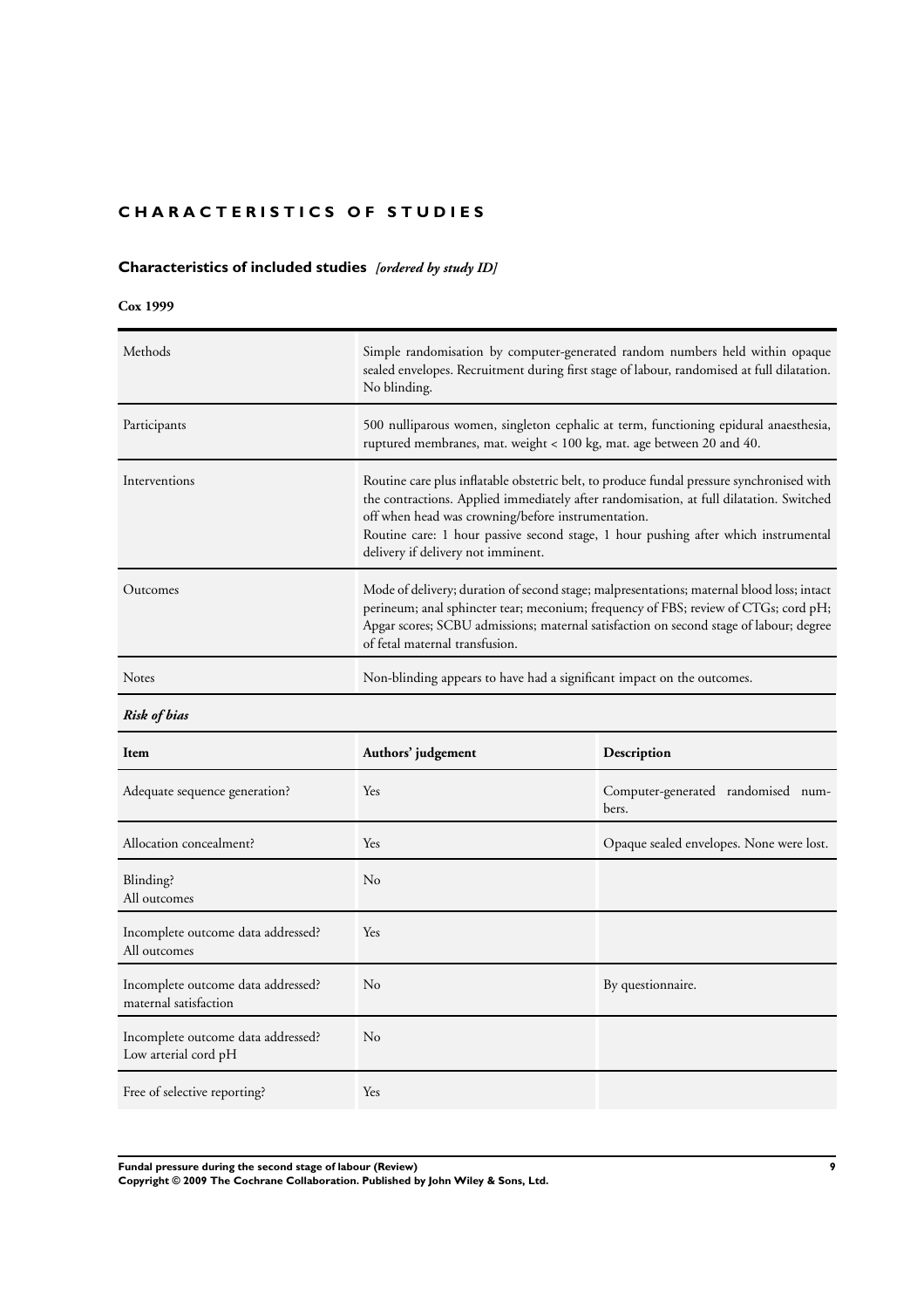# CHARACTERISTICS OF STUDIES

## Characteristics of included studies *[ordered by study ID]*

**Cox 1999**

| | |
|---|---|
| Methods | Simple randomisation by computer-generated random numbers held within opaque sealed envelopes. Recruitment during first stage of labour, randomised at full dilatation. No blinding. |
| Participants | 500 nulliparous women, singleton cephalic at term, functioning epidural anaesthesia, ruptured membranes, mat. weight < 100 kg, mat. age between 20 and 40. |
| Interventions | Routine care plus inflatable obstetric belt, to produce fundal pressure synchronised with the contractions. Applied immediately after randomisation, at full dilatation. Switched off when head was crowning/before instrumentation.<br>Routine care: 1 hour passive second stage, 1 hour pushing after which instrumental delivery if delivery not imminent. |
| Outcomes | Mode of delivery; duration of second stage; malpresentations; maternal blood loss; intact perineum; anal sphincter tear; meconium; frequency of FBS; review of CTGs; cord pH; Apgar scores; SCBU admissions; maternal satisfaction on second stage of labour; degree of fetal maternal transfusion. |
| Notes | Non-blinding appears to have had a significant impact on the outcomes. |

***Risk of bias***

| Item | Authors' judgement | Description |
|---|---|---|
| Adequate sequence generation? | Yes | Computer-generated randomised numbers. |
| Allocation concealment? | Yes | Opaque sealed envelopes. None were lost. |
| Blinding?<br>All outcomes | No | |
| Incomplete outcome data addressed?<br>All outcomes | Yes | |
| Incomplete outcome data addressed?<br>maternal satisfaction | No | By questionnaire. |
| Incomplete outcome data addressed?<br>Low arterial cord pH | No | |
| Free of selective reporting? | Yes | |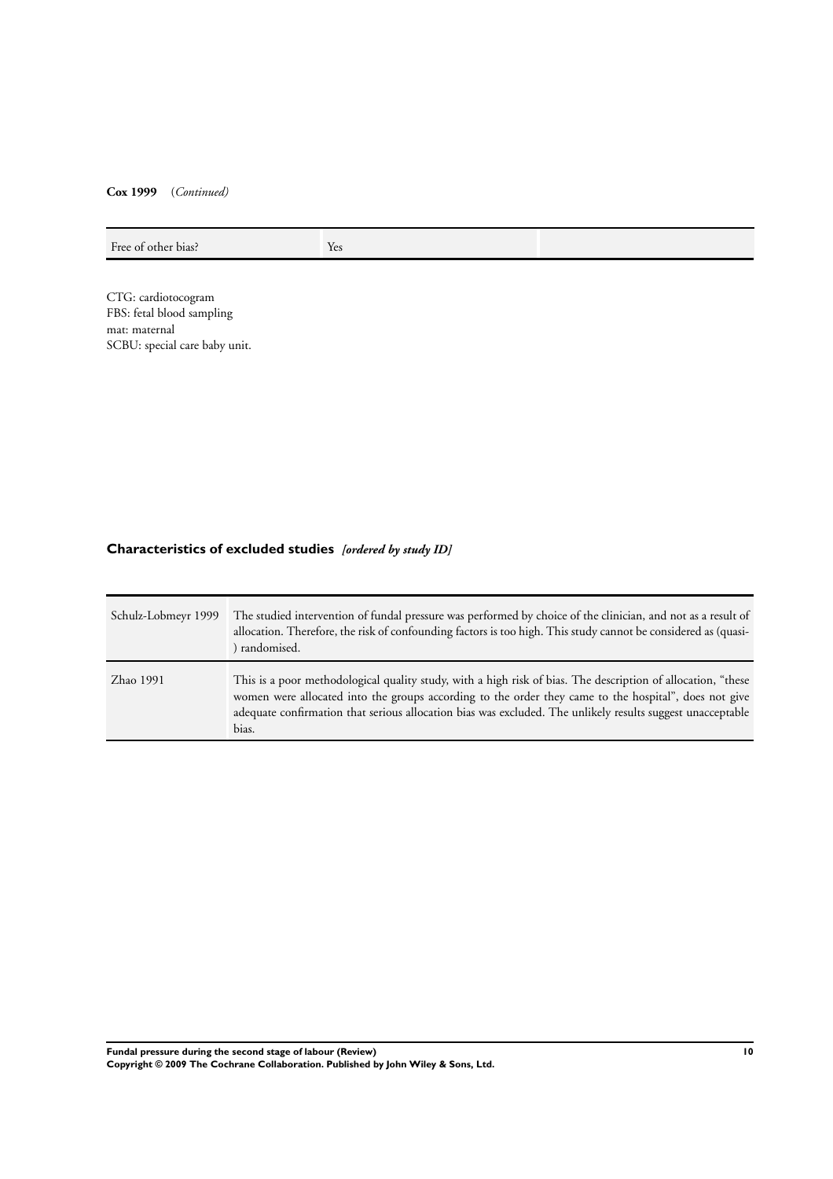**Cox 1999** (*Continued*)

| | | |
|---|---|---|
| Free of other bias? | Yes | |

CTG: cardiotocogram
FBS: fetal blood sampling
mat: maternal
SCBU: special care baby unit.

## Characteristics of excluded studies *[ordered by study ID]*

| | |
|---|---|
| Schulz-Lobmeyr 1999 | The studied intervention of fundal pressure was performed by choice of the clinician, and not as a result of allocation. Therefore, the risk of confounding factors is too high. This study cannot be considered as (quasi-) randomised. |
| Zhao 1991 | This is a poor methodological quality study, with a high risk of bias. The description of allocation, "these women were allocated into the groups according to the order they came to the hospital", does not give adequate confirmation that serious allocation bias was excluded. The unlikely results suggest unacceptable bias. |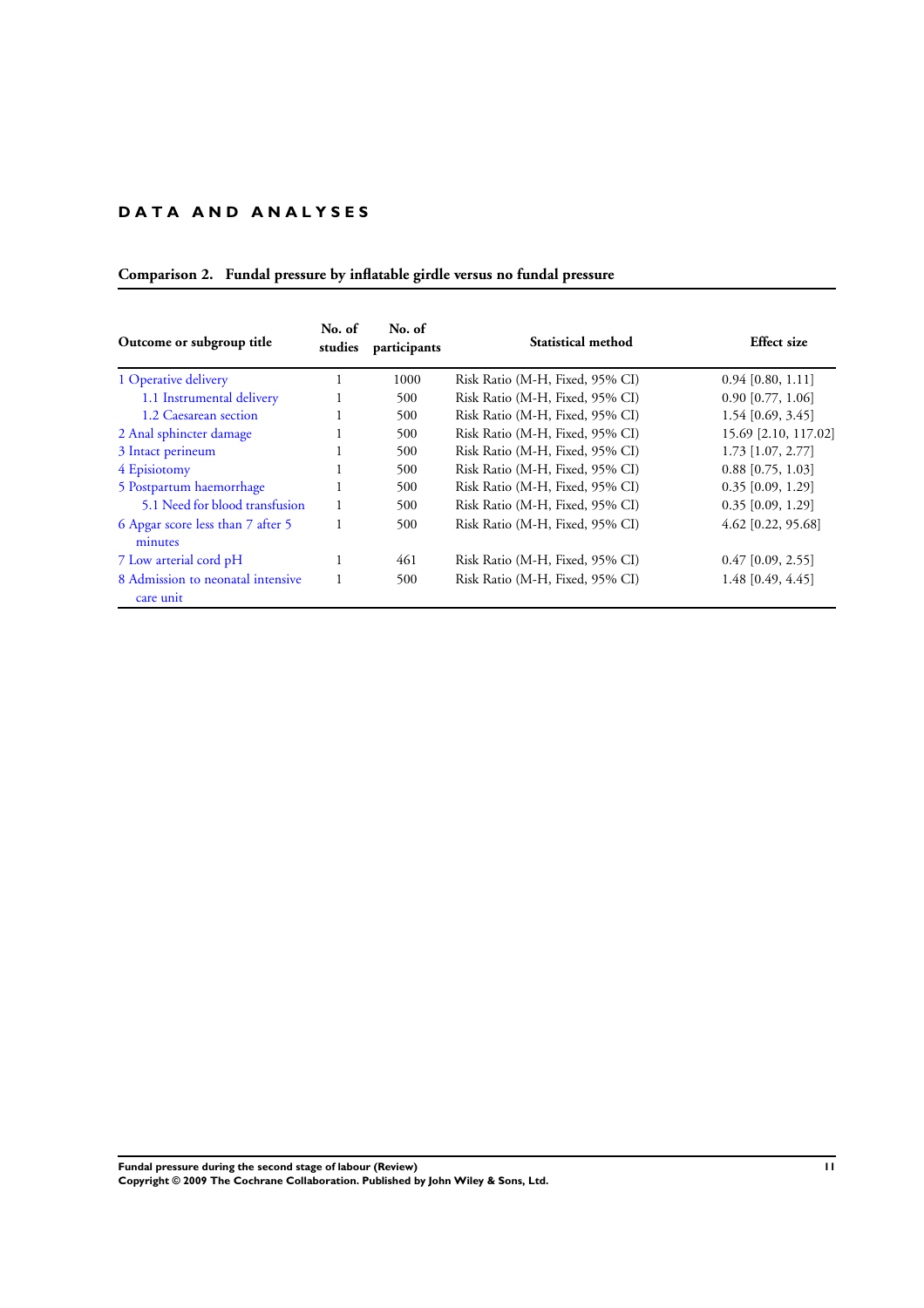# DATA AND ANALYSES

**Comparison 2. Fundal pressure by inflatable girdle versus no fundal pressure**

| Outcome or subgroup title | No. of studies | No. of participants | Statistical method | Effect size |
|---|---|---|---|---|
| 1 Operative delivery | 1 | 1000 | Risk Ratio (M-H, Fixed, 95% CI) | 0.94 [0.80, 1.11] |
| 1.1 Instrumental delivery | 1 | 500 | Risk Ratio (M-H, Fixed, 95% CI) | 0.90 [0.77, 1.06] |
| 1.2 Caesarean section | 1 | 500 | Risk Ratio (M-H, Fixed, 95% CI) | 1.54 [0.69, 3.45] |
| 2 Anal sphincter damage | 1 | 500 | Risk Ratio (M-H, Fixed, 95% CI) | 15.69 [2.10, 117.02] |
| 3 Intact perineum | 1 | 500 | Risk Ratio (M-H, Fixed, 95% CI) | 1.73 [1.07, 2.77] |
| 4 Episiotomy | 1 | 500 | Risk Ratio (M-H, Fixed, 95% CI) | 0.88 [0.75, 1.03] |
| 5 Postpartum haemorrhage | 1 | 500 | Risk Ratio (M-H, Fixed, 95% CI) | 0.35 [0.09, 1.29] |
| 5.1 Need for blood transfusion | 1 | 500 | Risk Ratio (M-H, Fixed, 95% CI) | 0.35 [0.09, 1.29] |
| 6 Apgar score less than 7 after 5 minutes | 1 | 500 | Risk Ratio (M-H, Fixed, 95% CI) | 4.62 [0.22, 95.68] |
| 7 Low arterial cord pH | 1 | 461 | Risk Ratio (M-H, Fixed, 95% CI) | 0.47 [0.09, 2.55] |
| 8 Admission to neonatal intensive care unit | 1 | 500 | Risk Ratio (M-H, Fixed, 95% CI) | 1.48 [0.49, 4.45] |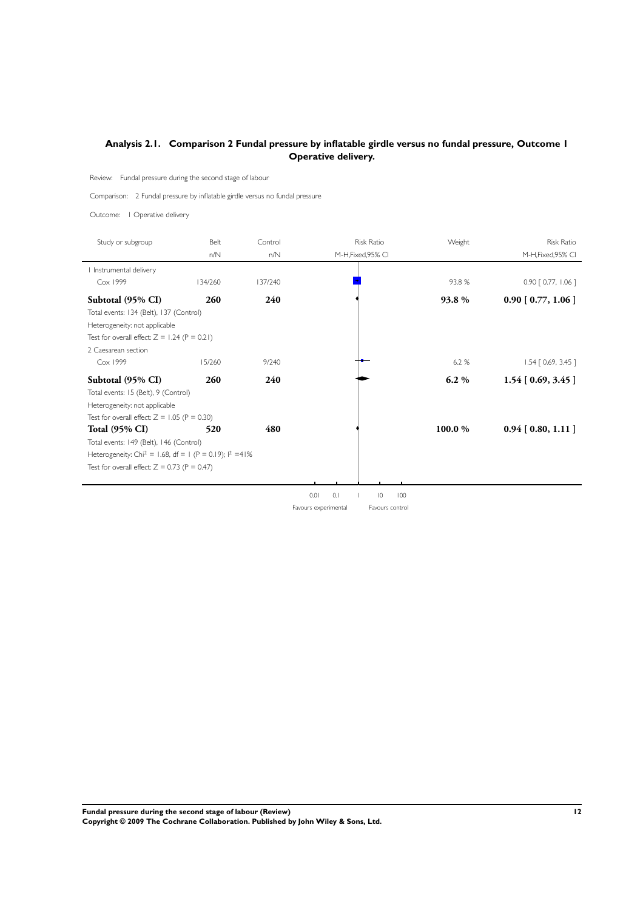## Analysis 2.1. Comparison 2 Fundal pressure by inflatable girdle versus no fundal pressure, Outcome 1 Operative delivery.

Review: Fundal pressure during the second stage of labour

Comparison: 2 Fundal pressure by inflatable girdle versus no fundal pressure

Outcome: 1 Operative delivery

| Study or subgroup | Belt n/N | Control n/N | Risk Ratio M-H,Fixed,95% CI | Weight | Risk Ratio M-H,Fixed,95% CI |
|---|---|---|---|---|---|
| 1 Instrumental delivery | | | | | |
| Cox 1999 | 134/260 | 137/240 | | 93.8 % | 0.90 [ 0.77, 1.06 ] |
| **Subtotal (95% CI)** | **260** | **240** | | **93.8 %** | **0.90 [ 0.77, 1.06 ]** |
| Total events: 134 (Belt), 137 (Control) | | | | | |
| Heterogeneity: not applicable | | | | | |
| Test for overall effect: Z = 1.24 (P = 0.21) | | | | | |
| 2 Caesarean section | | | | | |
| Cox 1999 | 15/260 | 9/240 | | 6.2 % | 1.54 [ 0.69, 3.45 ] |
| **Subtotal (95% CI)** | **260** | **240** | | **6.2 %** | **1.54 [ 0.69, 3.45 ]** |
| Total events: 15 (Belt), 9 (Control) | | | | | |
| Heterogeneity: not applicable | | | | | |
| Test for overall effect: Z = 1.05 (P = 0.30) | | | | | |
| **Total (95% CI)** | **520** | **480** | | **100.0 %** | **0.94 [ 0.80, 1.11 ]** |
| Total events: 149 (Belt), 146 (Control) | | | | | |
| Heterogeneity: $Chi^2$ = 1.68, df = 1 (P = 0.19); $I^2$ =41% | | | | | |
| Test for overall effect: Z = 0.73 (P = 0.47) | | | | | |

0.01 0.1 1 10 100

Favours experimental Favours control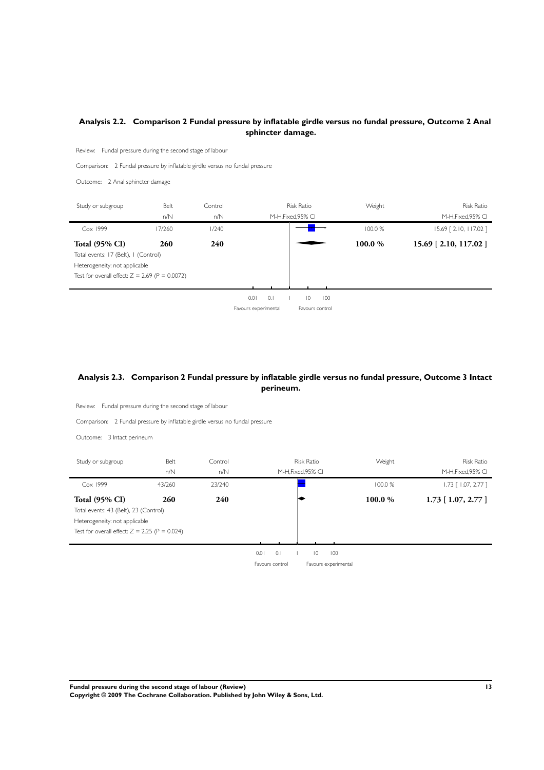## Analysis 2.2. Comparison 2 Fundal pressure by inflatable girdle versus no fundal pressure, Outcome 2 Anal sphincter damage.

Review: Fundal pressure during the second stage of labour

Comparison: 2 Fundal pressure by inflatable girdle versus no fundal pressure

Outcome: 2 Anal sphincter damage

| Study or subgroup | Belt n/N | Control n/N | Risk Ratio M-H,Fixed,95% CI | Weight | Risk Ratio M-H,Fixed,95% CI |
|---|---|---|---|---|---|
| Cox 1999 | 17/260 | 1/240 | | 100.0 % | 15.69 [ 2.10, 117.02 ] |
| **Total (95% CI)** | **260** | **240** | | **100.0 %** | **15.69 [ 2.10, 117.02 ]** |

Total events: 17 (Belt), 1 (Control)

Heterogeneity: not applicable

Test for overall effect: Z = 2.69 (P = 0.0072)

0.01 0.1 1 10 100

Favours experimental — Favours control

## Analysis 2.3. Comparison 2 Fundal pressure by inflatable girdle versus no fundal pressure, Outcome 3 Intact perineum.

Review: Fundal pressure during the second stage of labour

Comparison: 2 Fundal pressure by inflatable girdle versus no fundal pressure

Outcome: 3 Intact perineum

| Study or subgroup | Belt n/N | Control n/N | Risk Ratio M-H,Fixed,95% CI | Weight | Risk Ratio M-H,Fixed,95% CI |
|---|---|---|---|---|---|
| Cox 1999 | 43/260 | 23/240 | | 100.0 % | 1.73 [ 1.07, 2.77 ] |
| **Total (95% CI)** | **260** | **240** | | **100.0 %** | **1.73 [ 1.07, 2.77 ]** |

Total events: 43 (Belt), 23 (Control)

Heterogeneity: not applicable

Test for overall effect: Z = 2.25 (P = 0.024)

0.01 0.1 1 10 100

Favours control — Favours experimental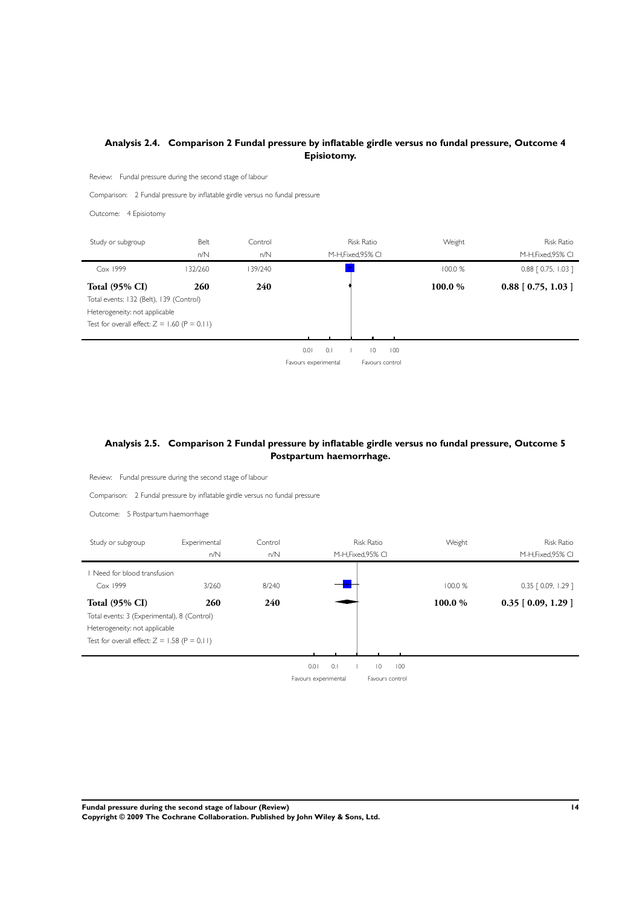### Analysis 2.4. Comparison 2 Fundal pressure by inflatable girdle versus no fundal pressure, Outcome 4 Episiotomy.

Review: Fundal pressure during the second stage of labour

Comparison: 2 Fundal pressure by inflatable girdle versus no fundal pressure

Outcome: 4 Episiotomy

| Study or subgroup | Belt n/N | Control n/N | Risk Ratio M-H,Fixed,95% CI | Weight | Risk Ratio M-H,Fixed,95% CI |
|---|---|---|---|---|---|
| Cox 1999 | 132/260 | 139/240 | | 100.0 % | 0.88 [ 0.75, 1.03 ] |
| **Total (95% CI)** | **260** | **240** | | **100.0 %** | **0.88 [ 0.75, 1.03 ]** |

Total events: 132 (Belt), 139 (Control)

Heterogeneity: not applicable

Test for overall effect: Z = 1.60 (P = 0.11)

0.01 0.1 1 10 100

Favours experimental Favours control

### Analysis 2.5. Comparison 2 Fundal pressure by inflatable girdle versus no fundal pressure, Outcome 5 Postpartum haemorrhage.

Review: Fundal pressure during the second stage of labour

Comparison: 2 Fundal pressure by inflatable girdle versus no fundal pressure

Outcome: 5 Postpartum haemorrhage

| Study or subgroup | Experimental n/N | Control n/N | Risk Ratio M-H,Fixed,95% CI | Weight | Risk Ratio M-H,Fixed,95% CI |
|---|---|---|---|---|---|
| 1 Need for blood transfusion | | | | | |
| Cox 1999 | 3/260 | 8/240 | | 100.0 % | 0.35 [ 0.09, 1.29 ] |
| **Total (95% CI)** | **260** | **240** | | **100.0 %** | **0.35 [ 0.09, 1.29 ]** |

Total events: 3 (Experimental), 8 (Control)

Heterogeneity: not applicable

Test for overall effect: Z = 1.58 (P = 0.11)

0.01 0.1 1 10 100

Favours experimental Favours control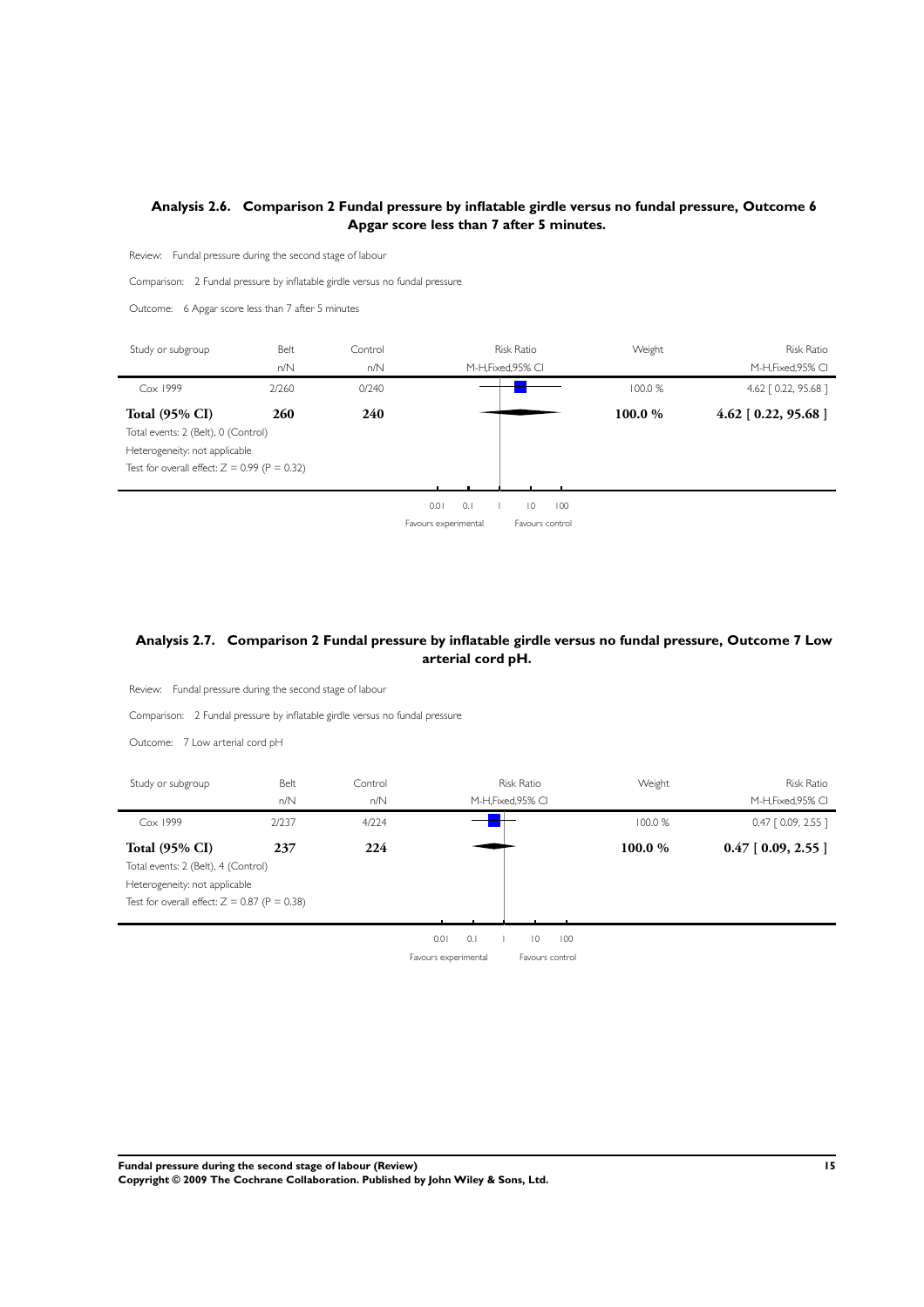## Analysis 2.6. Comparison 2 Fundal pressure by inflatable girdle versus no fundal pressure, Outcome 6 Apgar score less than 7 after 5 minutes.

Review: Fundal pressure during the second stage of labour

Comparison: 2 Fundal pressure by inflatable girdle versus no fundal pressure

Outcome: 6 Apgar score less than 7 after 5 minutes

| Study or subgroup | Belt n/N | Control n/N | Risk Ratio M-H,Fixed,95% CI | Weight | Risk Ratio M-H,Fixed,95% CI |
|---|---|---|---|---|---|
| Cox 1999 | 2/260 | 0/240 | | 100.0 % | 4.62 [ 0.22, 95.68 ] |
| **Total (95% CI)** | **260** | **240** | | **100.0 %** | **4.62 [ 0.22, 95.68 ]** |

Total events: 2 (Belt), 0 (Control)

Heterogeneity: not applicable

Test for overall effect: Z = 0.99 (P = 0.32)

0.01 0.1 1 10 100

Favours experimental Favours control

## Analysis 2.7. Comparison 2 Fundal pressure by inflatable girdle versus no fundal pressure, Outcome 7 Low arterial cord pH.

Review: Fundal pressure during the second stage of labour

Comparison: 2 Fundal pressure by inflatable girdle versus no fundal pressure

Outcome: 7 Low arterial cord pH

| Study or subgroup | Belt n/N | Control n/N | Risk Ratio M-H,Fixed,95% CI | Weight | Risk Ratio M-H,Fixed,95% CI |
|---|---|---|---|---|---|
| Cox 1999 | 2/237 | 4/224 | | 100.0 % | 0.47 [ 0.09, 2.55 ] |
| **Total (95% CI)** | **237** | **224** | | **100.0 %** | **0.47 [ 0.09, 2.55 ]** |

Total events: 2 (Belt), 4 (Control)

Heterogeneity: not applicable

Test for overall effect: Z = 0.87 (P = 0.38)

0.01 0.1 1 10 100

Favours experimental Favours control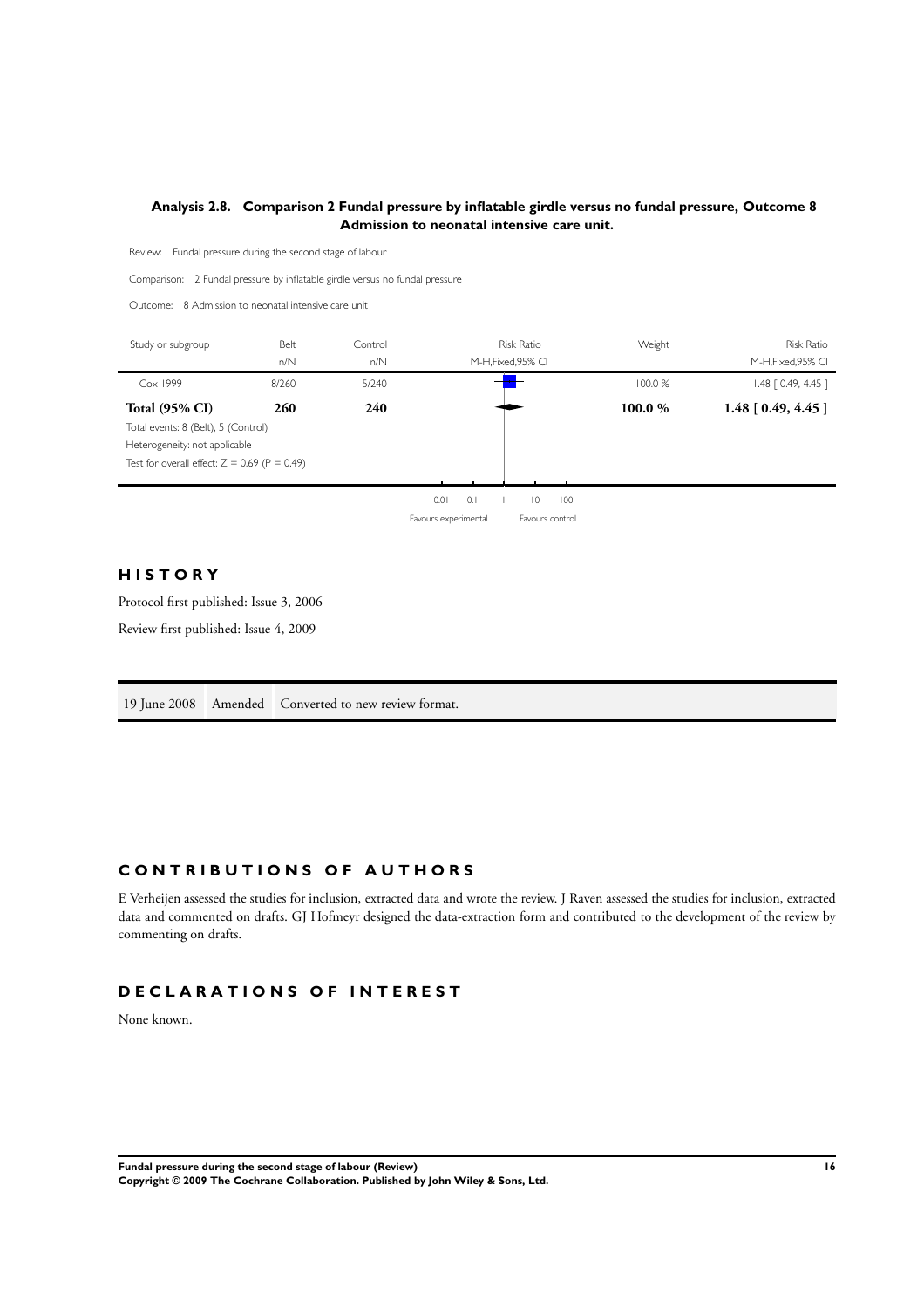### Analysis 2.8. Comparison 2 Fundal pressure by inflatable girdle versus no fundal pressure, Outcome 8 Admission to neonatal intensive care unit.

Review: Fundal pressure during the second stage of labour

Comparison: 2 Fundal pressure by inflatable girdle versus no fundal pressure

Outcome: 8 Admission to neonatal intensive care unit

| Study or subgroup | Belt n/N | Control n/N | Risk Ratio M-H,Fixed,95% CI | Weight | Risk Ratio M-H,Fixed,95% CI |
|---|---|---|---|---|---|
| Cox 1999 | 8/260 | 5/240 | | 100.0 % | 1.48 [ 0.49, 4.45 ] |
| **Total (95% CI)** | **260** | **240** | | **100.0 %** | **1.48 [ 0.49, 4.45 ]** |

Total events: 8 (Belt), 5 (Control)
Heterogeneity: not applicable
Test for overall effect: $Z = 0.69$ ($P = 0.49$)

0.01 0.1 1 10 100
Favours experimental Favours control

## HISTORY

Protocol first published: Issue 3, 2006

Review first published: Issue 4, 2009

| | | |
|---|---|---|
| 19 June 2008 | Amended | Converted to new review format. |

## CONTRIBUTIONS OF AUTHORS

E Verheijen assessed the studies for inclusion, extracted data and wrote the review. J Raven assessed the studies for inclusion, extracted data and commented on drafts. GJ Hofmeyr designed the data-extraction form and contributed to the development of the review by commenting on drafts.

## DECLARATIONS OF INTEREST

None known.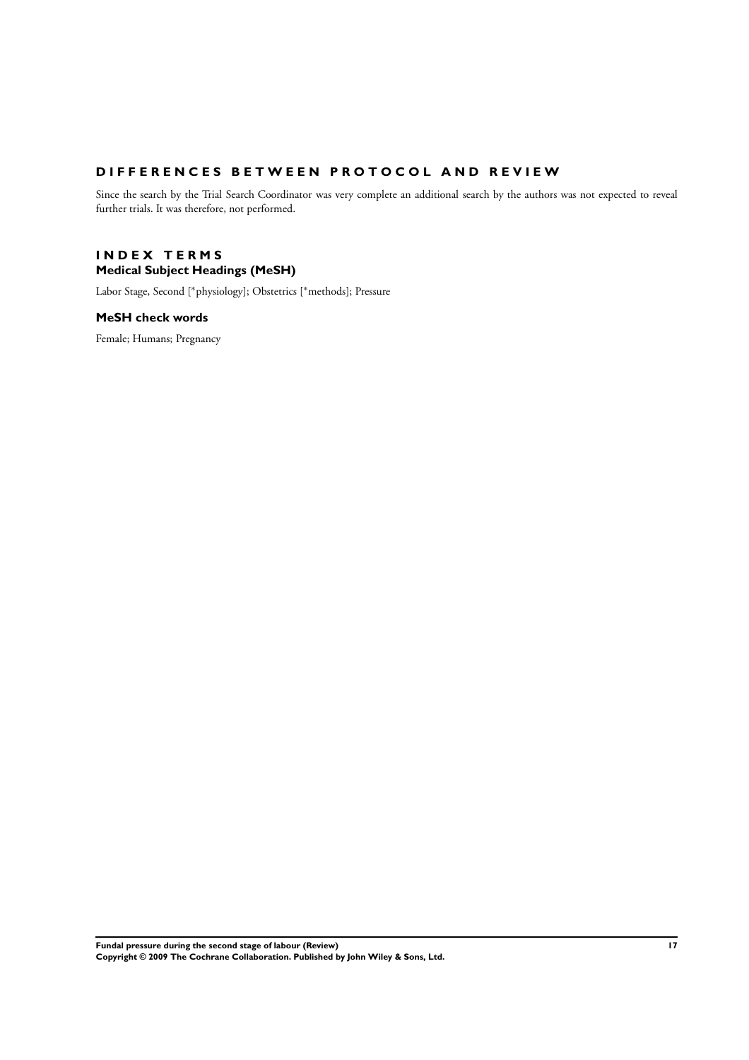## DIFFERENCES BETWEEN PROTOCOL AND REVIEW

Since the search by the Trial Search Coordinator was very complete an additional search by the authors was not expected to reveal further trials. It was therefore, not performed.

## INDEX TERMS

### Medical Subject Headings (MeSH)

Labor Stage, Second [*physiology]; Obstetrics [*methods]; Pressure

### MeSH check words

Female; Humans; Pregnancy